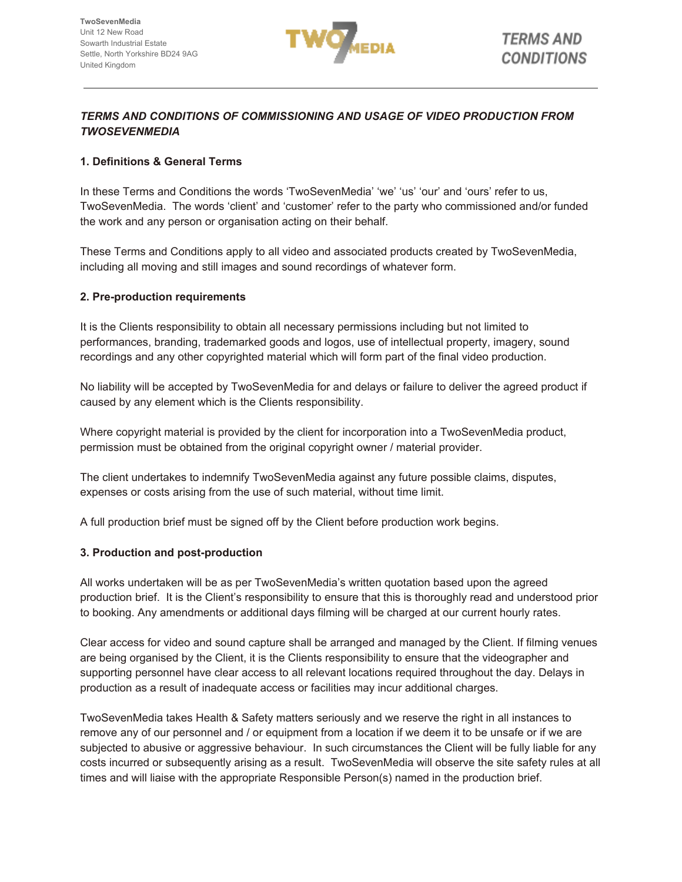**TwoSevenMedia**
Unit 12 New Road
Sowarth Industrial Estate
Settle, North Yorkshire BD24 9AG
United Kingdom

# TERMS AND CONDITIONS

***TERMS AND CONDITIONS OF COMMISSIONING AND USAGE OF VIDEO PRODUCTION FROM TWOSEVENMEDIA***

## 1. Definitions & General Terms

In these Terms and Conditions the words 'TwoSevenMedia' 'we' 'us' 'our' and 'ours' refer to us, TwoSevenMedia. The words 'client' and 'customer' refer to the party who commissioned and/or funded the work and any person or organisation acting on their behalf.

These Terms and Conditions apply to all video and associated products created by TwoSevenMedia, including all moving and still images and sound recordings of whatever form.

## 2. Pre-production requirements

It is the Clients responsibility to obtain all necessary permissions including but not limited to performances, branding, trademarked goods and logos, use of intellectual property, imagery, sound recordings and any other copyrighted material which will form part of the final video production.

No liability will be accepted by TwoSevenMedia for and delays or failure to deliver the agreed product if caused by any element which is the Clients responsibility.

Where copyright material is provided by the client for incorporation into a TwoSevenMedia product, permission must be obtained from the original copyright owner / material provider.

The client undertakes to indemnify TwoSevenMedia against any future possible claims, disputes, expenses or costs arising from the use of such material, without time limit.

A full production brief must be signed off by the Client before production work begins.

## 3. Production and post-production

All works undertaken will be as per TwoSevenMedia's written quotation based upon the agreed production brief. It is the Client's responsibility to ensure that this is thoroughly read and understood prior to booking. Any amendments or additional days filming will be charged at our current hourly rates.

Clear access for video and sound capture shall be arranged and managed by the Client. If filming venues are being organised by the Client, it is the Clients responsibility to ensure that the videographer and supporting personnel have clear access to all relevant locations required throughout the day. Delays in production as a result of inadequate access or facilities may incur additional charges.

TwoSevenMedia takes Health & Safety matters seriously and we reserve the right in all instances to remove any of our personnel and / or equipment from a location if we deem it to be unsafe or if we are subjected to abusive or aggressive behaviour. In such circumstances the Client will be fully liable for any costs incurred or subsequently arising as a result. TwoSevenMedia will observe the site safety rules at all times and will liaise with the appropriate Responsible Person(s) named in the production brief.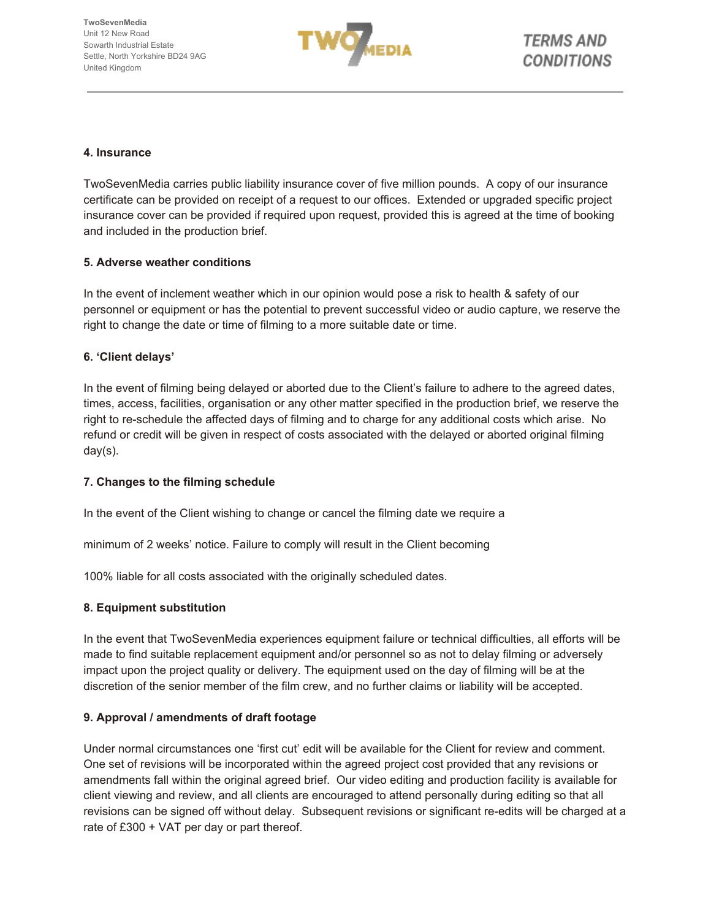## 4. Insurance

TwoSevenMedia carries public liability insurance cover of five million pounds. A copy of our insurance certificate can be provided on receipt of a request to our offices. Extended or upgraded specific project insurance cover can be provided if required upon request, provided this is agreed at the time of booking and included in the production brief.

## 5. Adverse weather conditions

In the event of inclement weather which in our opinion would pose a risk to health & safety of our personnel or equipment or has the potential to prevent successful video or audio capture, we reserve the right to change the date or time of filming to a more suitable date or time.

## 6. 'Client delays'

In the event of filming being delayed or aborted due to the Client's failure to adhere to the agreed dates, times, access, facilities, organisation or any other matter specified in the production brief, we reserve the right to re-schedule the affected days of filming and to charge for any additional costs which arise. No refund or credit will be given in respect of costs associated with the delayed or aborted original filming day(s).

## 7. Changes to the filming schedule

In the event of the Client wishing to change or cancel the filming date we require a

minimum of 2 weeks' notice. Failure to comply will result in the Client becoming

100% liable for all costs associated with the originally scheduled dates.

## 8. Equipment substitution

In the event that TwoSevenMedia experiences equipment failure or technical difficulties, all efforts will be made to find suitable replacement equipment and/or personnel so as not to delay filming or adversely impact upon the project quality or delivery. The equipment used on the day of filming will be at the discretion of the senior member of the film crew, and no further claims or liability will be accepted.

## 9. Approval / amendments of draft footage

Under normal circumstances one 'first cut' edit will be available for the Client for review and comment. One set of revisions will be incorporated within the agreed project cost provided that any revisions or amendments fall within the original agreed brief. Our video editing and production facility is available for client viewing and review, and all clients are encouraged to attend personally during editing so that all revisions can be signed off without delay. Subsequent revisions or significant re-edits will be charged at a rate of £300 + VAT per day or part thereof.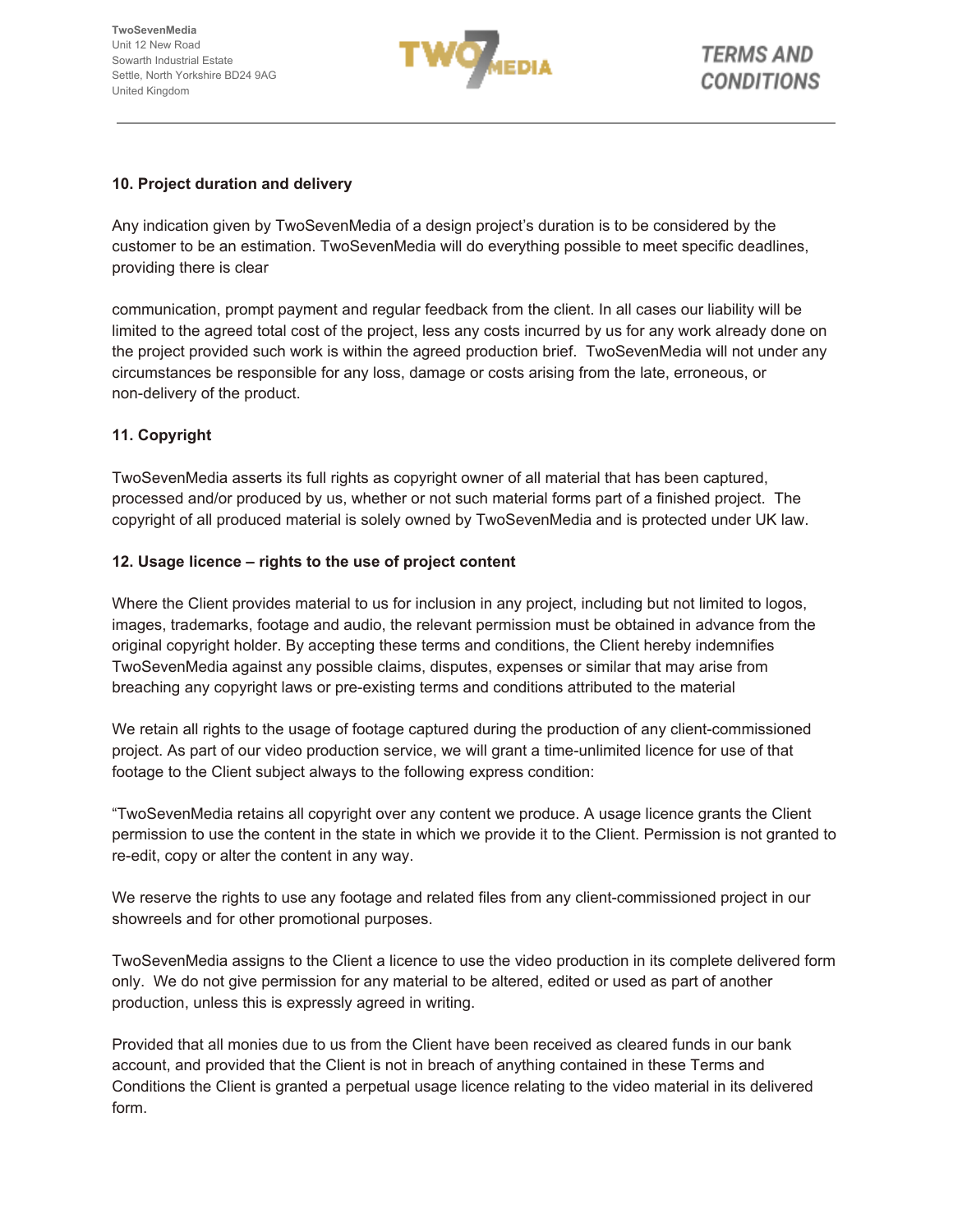## 10. Project duration and delivery

Any indication given by TwoSevenMedia of a design project's duration is to be considered by the customer to be an estimation. TwoSevenMedia will do everything possible to meet specific deadlines, providing there is clear

communication, prompt payment and regular feedback from the client. In all cases our liability will be limited to the agreed total cost of the project, less any costs incurred by us for any work already done on the project provided such work is within the agreed production brief. TwoSevenMedia will not under any circumstances be responsible for any loss, damage or costs arising from the late, erroneous, or non-delivery of the product.

## 11. Copyright

TwoSevenMedia asserts its full rights as copyright owner of all material that has been captured, processed and/or produced by us, whether or not such material forms part of a finished project. The copyright of all produced material is solely owned by TwoSevenMedia and is protected under UK law.

## 12. Usage licence – rights to the use of project content

Where the Client provides material to us for inclusion in any project, including but not limited to logos, images, trademarks, footage and audio, the relevant permission must be obtained in advance from the original copyright holder. By accepting these terms and conditions, the Client hereby indemnifies TwoSevenMedia against any possible claims, disputes, expenses or similar that may arise from breaching any copyright laws or pre-existing terms and conditions attributed to the material

We retain all rights to the usage of footage captured during the production of any client-commissioned project. As part of our video production service, we will grant a time-unlimited licence for use of that footage to the Client subject always to the following express condition:

"TwoSevenMedia retains all copyright over any content we produce. A usage licence grants the Client permission to use the content in the state in which we provide it to the Client. Permission is not granted to re-edit, copy or alter the content in any way.

We reserve the rights to use any footage and related files from any client-commissioned project in our showreels and for other promotional purposes.

TwoSevenMedia assigns to the Client a licence to use the video production in its complete delivered form only. We do not give permission for any material to be altered, edited or used as part of another production, unless this is expressly agreed in writing.

Provided that all monies due to us from the Client have been received as cleared funds in our bank account, and provided that the Client is not in breach of anything contained in these Terms and Conditions the Client is granted a perpetual usage licence relating to the video material in its delivered form.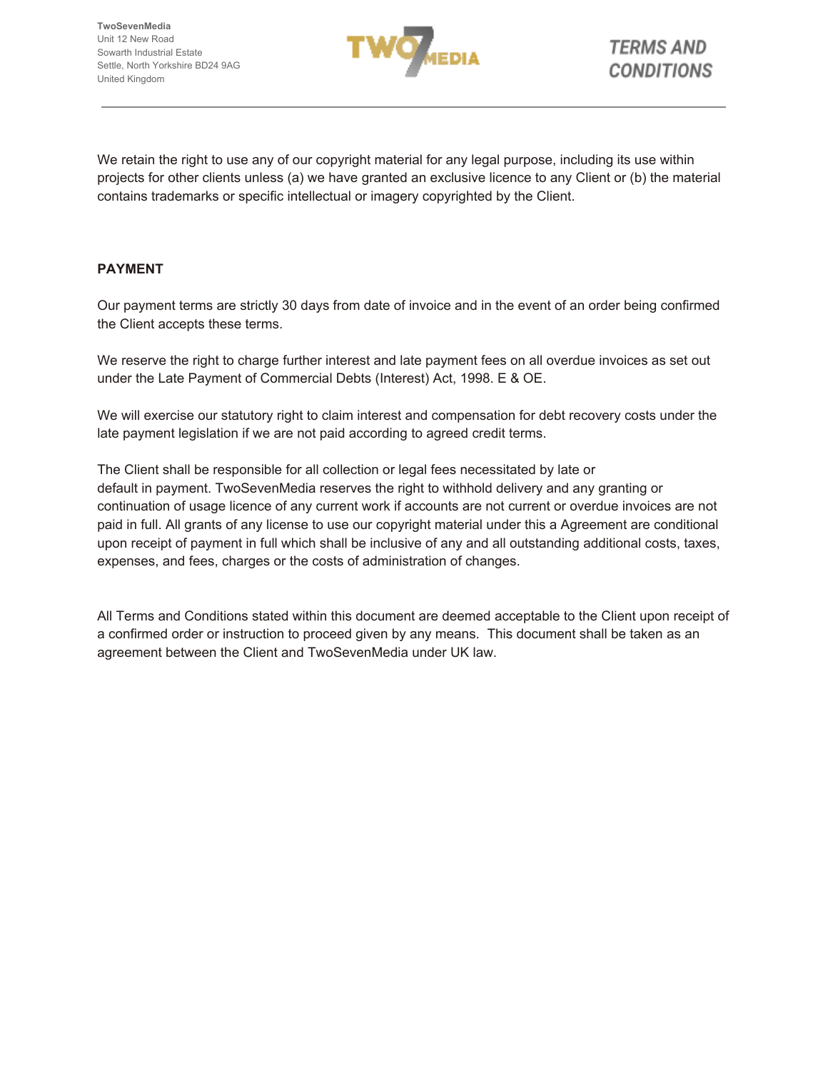We retain the right to use any of our copyright material for any legal purpose, including its use within projects for other clients unless (a) we have granted an exclusive licence to any Client or (b) the material contains trademarks or specific intellectual or imagery copyrighted by the Client.

## PAYMENT

Our payment terms are strictly 30 days from date of invoice and in the event of an order being confirmed the Client accepts these terms.

We reserve the right to charge further interest and late payment fees on all overdue invoices as set out under the Late Payment of Commercial Debts (Interest) Act, 1998. E & OE.

We will exercise our statutory right to claim interest and compensation for debt recovery costs under the late payment legislation if we are not paid according to agreed credit terms.

The Client shall be responsible for all collection or legal fees necessitated by late or default in payment. TwoSevenMedia reserves the right to withhold delivery and any granting or continuation of usage licence of any current work if accounts are not current or overdue invoices are not paid in full. All grants of any license to use our copyright material under this a Agreement are conditional upon receipt of payment in full which shall be inclusive of any and all outstanding additional costs, taxes, expenses, and fees, charges or the costs of administration of changes.

All Terms and Conditions stated within this document are deemed acceptable to the Client upon receipt of a confirmed order or instruction to proceed given by any means. This document shall be taken as an agreement between the Client and TwoSevenMedia under UK law.